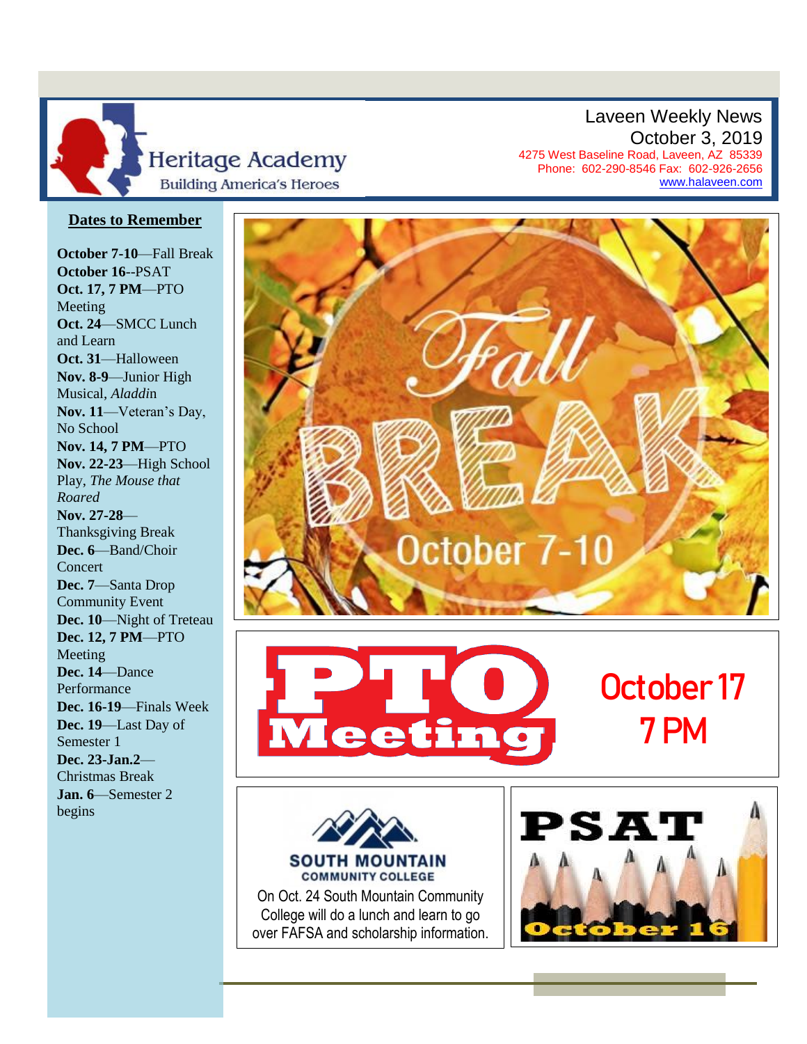# Heritage Academy

Building America's Heroes

Laveen Weekly News
October 3, 2019

4275 West Baseline Road, Laveen, AZ 85339
Phone: 602-290-8546 Fax: 602-926-2656
www.halaveen.com

## Dates to Remember

**October 7-10**—Fall Break
**October 16**--PSAT
**Oct. 17, 7 PM**—PTO Meeting
**Oct. 24**—SMCC Lunch and Learn
**Oct. 31**—Halloween
**Nov. 8-9**—Junior High Musical, *Aladdin*
**Nov. 11**—Veteran's Day, No School
**Nov. 14, 7 PM**—PTO
**Nov. 22-23**—High School Play, *The Mouse that Roared*
**Nov. 27-28**—Thanksgiving Break
**Dec. 6**—Band/Choir Concert
**Dec. 7**—Santa Drop Community Event
**Dec. 10**—Night of Treteau
**Dec. 12, 7 PM**—PTO Meeting
**Dec. 14**—Dance Performance
**Dec. 16-19**—Finals Week
**Dec. 19**—Last Day of Semester 1
**Dec. 23-Jan.2**—Christmas Break
**Jan. 6**—Semester 2 begins

Fall BREAK
October 7-10

PTO Meeting
October 17
7 PM

SOUTH MOUNTAIN COMMUNITY COLLEGE

On Oct. 24 South Mountain Community College will do a lunch and learn to go over FAFSA and scholarship information.

PSAT
October 16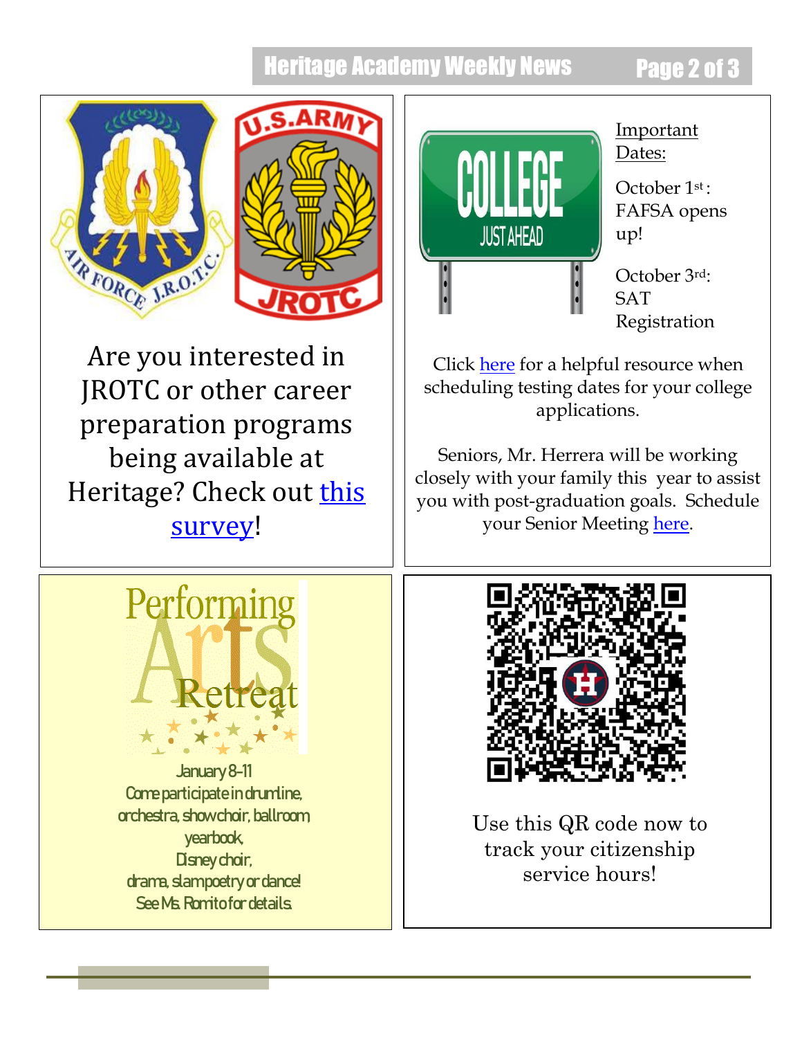Are you interested in JROTC or other career preparation programs being available at Heritage? Check out this survey!

Important Dates:

October 1st: FAFSA opens up!

October 3rd: SAT Registration

Click here for a helpful resource when scheduling testing dates for your college applications.

Seniors, Mr. Herrera will be working closely with your family this year to assist you with post-graduation goals. Schedule your Senior Meeting here.

## Performing Arts Retreat

January 8-11

Come participate in drumline, orchestra, show choir, ballroom, yearbook, Disney choir, drama, slam poetry or dance!

See Ms. Romito for details.

Use this QR code now to track your citizenship service hours!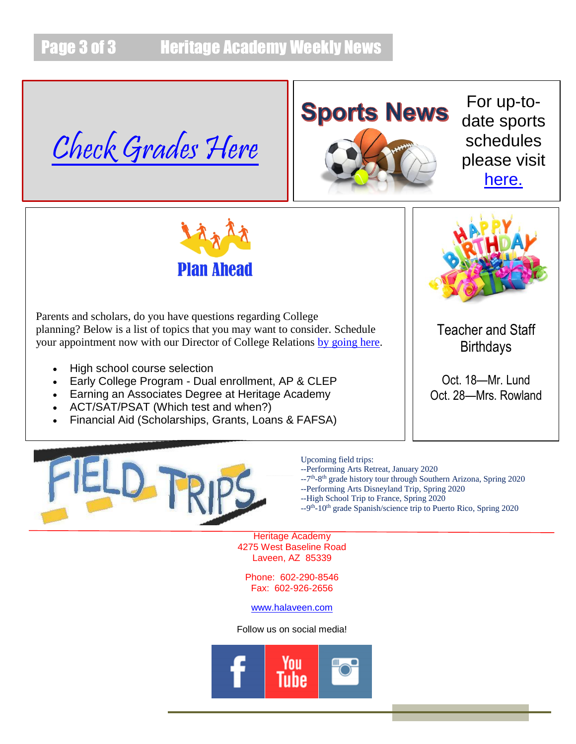Check Grades Here

## Sports News

For up-to-date sports schedules please visit here.

## Plan Ahead

Parents and scholars, do you have questions regarding College planning? Below is a list of topics that you may want to consider. Schedule your appointment now with our Director of College Relations by going here.

- High school course selection
- Early College Program - Dual enrollment, AP & CLEP
- Earning an Associates Degree at Heritage Academy
- ACT/SAT/PSAT (Which test and when?)
- Financial Aid (Scholarships, Grants, Loans & FAFSA)

## Teacher and Staff Birthdays

Oct. 18—Mr. Lund
Oct. 28—Mrs. Rowland

## Field Trips

Upcoming field trips:
--Performing Arts Retreat, January 2020
--7th-8th grade history tour through Southern Arizona, Spring 2020
--Performing Arts Disneyland Trip, Spring 2020
--High School Trip to France, Spring 2020
--9th-10th grade Spanish/science trip to Puerto Rico, Spring 2020

Heritage Academy
4275 West Baseline Road
Laveen, AZ 85339

Phone: 602-290-8546
Fax: 602-926-2656

www.halaveen.com

Follow us on social media!